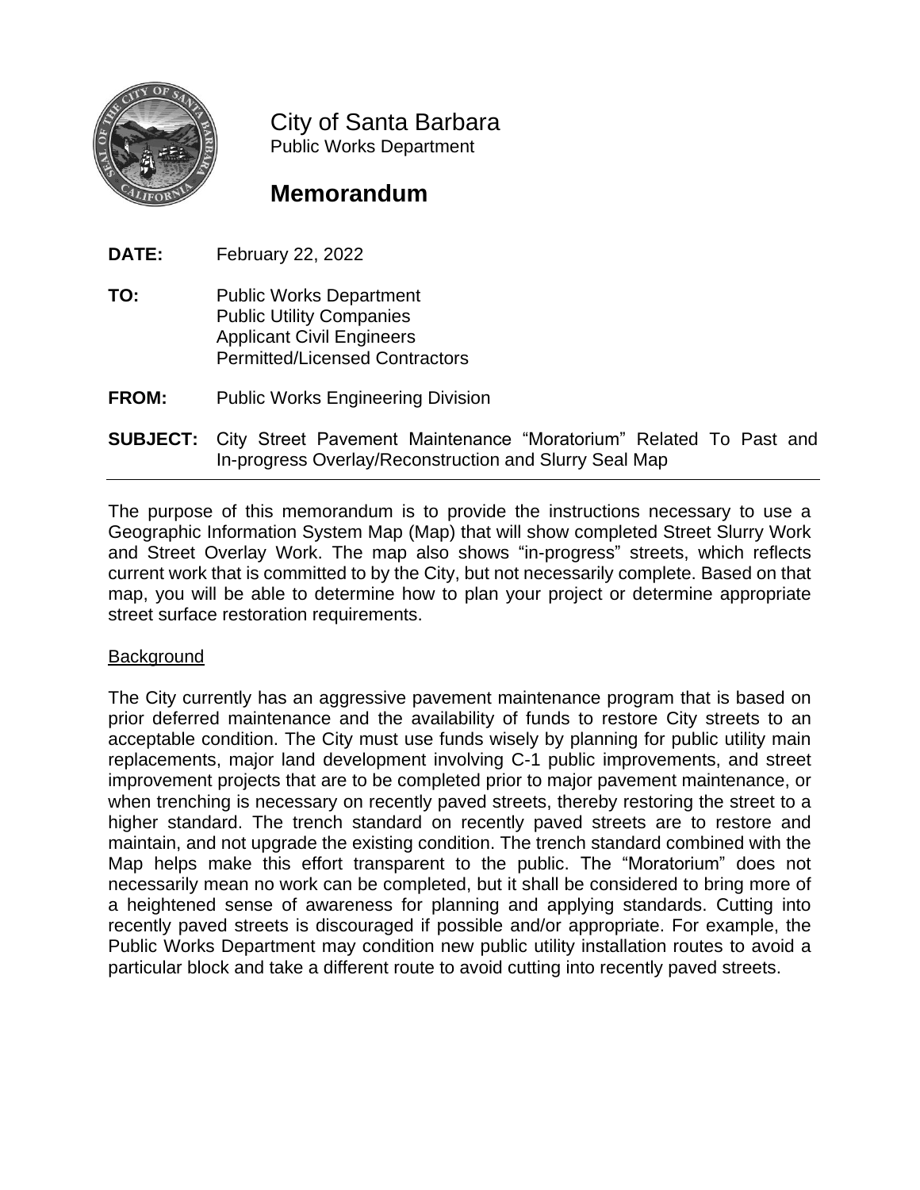City of Santa Barbara
Public Works Department

# Memorandum

**DATE:** February 22, 2022

**TO:** Public Works Department
Public Utility Companies
Applicant Civil Engineers
Permitted/Licensed Contractors

**FROM:** Public Works Engineering Division

**SUBJECT:** City Street Pavement Maintenance "Moratorium" Related To Past and In-progress Overlay/Reconstruction and Slurry Seal Map

---

The purpose of this memorandum is to provide the instructions necessary to use a Geographic Information System Map (Map) that will show completed Street Slurry Work and Street Overlay Work. The map also shows "in-progress" streets, which reflects current work that is committed to by the City, but not necessarily complete. Based on that map, you will be able to determine how to plan your project or determine appropriate street surface restoration requirements.

<u>Background</u>

The City currently has an aggressive pavement maintenance program that is based on prior deferred maintenance and the availability of funds to restore City streets to an acceptable condition. The City must use funds wisely by planning for public utility main replacements, major land development involving C-1 public improvements, and street improvement projects that are to be completed prior to major pavement maintenance, or when trenching is necessary on recently paved streets, thereby restoring the street to a higher standard. The trench standard on recently paved streets are to restore and maintain, and not upgrade the existing condition. The trench standard combined with the Map helps make this effort transparent to the public. The "Moratorium" does not necessarily mean no work can be completed, but it shall be considered to bring more of a heightened sense of awareness for planning and applying standards. Cutting into recently paved streets is discouraged if possible and/or appropriate. For example, the Public Works Department may condition new public utility installation routes to avoid a particular block and take a different route to avoid cutting into recently paved streets.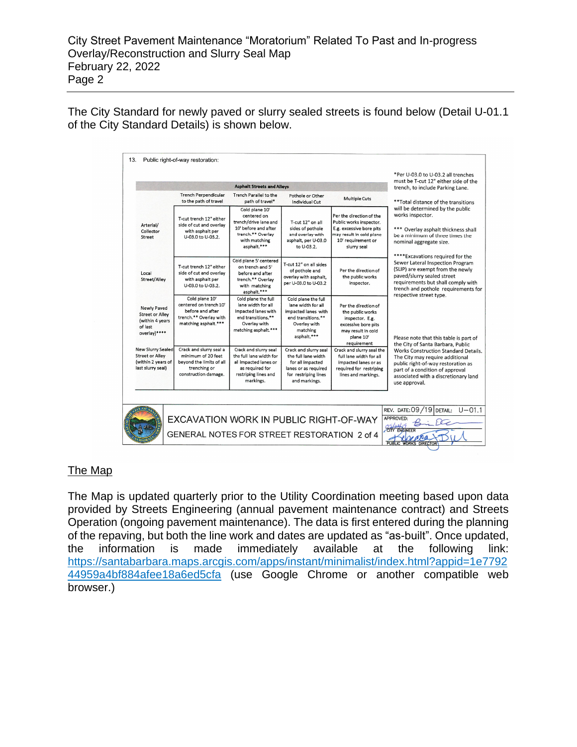The City Standard for newly paved or slurry sealed streets is found below (Detail U-01.1 of the City Standard Details) is shown below.

13. Public right-of-way restoration:

| | Asphalt Streets and Alleys | | | |
|---|---|---|---|---|
| | Trench Perpendicular to the path of travel | Trench Parallel to the path of travel* | Pothole or Other Individual Cut | Multiple Cuts |
| Arterial/ Collector Street | T-cut trench 12" either side of cut and overlay with asphalt per U-03.0 to U-03.2. | Cold plane 10' centered on trench/drive lane and 10' before and after trench.** Overlay with matching asphalt.*** | T-cut 12" on all sides of pothole and overlay with asphalt, per U-03.0 to U-03.2. | Per the direction of the Public works inspector. E.g. excessive bore pits may result in cold plane 10' requirement or slurry seal |
| Local Street/Alley | T-cut trench 12" either side of cut and overlay with asphalt per U-03.0 to U-03.2. | Cold plane 5' centered on trench and 5' before and after trench.** Overlay with matching asphalt.*** | T-cut 12" on all sides of pothole and overlay with asphalt, per U-03.0 to U-03.2 | Per the direction of the public works inspector. |
| Newly Paved Street or Alley (within 4 years of last overlay)**** | Cold plane 10' centered on trench 10' before and after trench.** Overlay with matching asphalt.*** | Cold plane the full lane width for all impacted lanes with end transitions.** Overlay with matching asphalt.*** | Cold plane the full lane width for all impacted lanes with end transitions.** Overlay with matching asphalt.*** | Per the direction of the public works inspector. E.g. excessive bore pits may result in cold plane 10' requirement |
| New Slurry Sealed Street or Alley (within 2 years of last slurry seal) | Crack and slurry seal a minimum of 20 feet beyond the limits of all trenching or construction damage. | Crack and slurry seal the full lane width for all impacted lanes or as required for restriping lines and markings. | Crack and slurry seal the full lane width for all impacted lanes or as required for restriping lines and markings. | Crack and slurry seal the full lane width for all impacted lanes or as required for restriping lines and markings. |

*Per U-03.0 to U-03.2 all trenches must be T-cut 12" either side of the trench, to include Parking Lane.

**Total distance of the transitions will be determined by the public works inspector.

*** Overlay asphalt thickness shall be a minimum of three times the nominal aggregate size.

****Excavations required for the Sewer Lateral Inspection Program (SLIP) are exempt from the newly paved/slurry sealed street requirements but shall comply with trench and pothole requirements for respective street type.

Please note that this table is part of the City of Santa Barbara, Public Works Construction Standard Details. The City may require additional public right-of-way restoration as part of a condition of approval associated with a discretionary land use approval.

EXCAVATION WORK IN PUBLIC RIGHT-OF-WAY
GENERAL NOTES FOR STREET RESTORATION 2 of 4

REV. DATE: 09/19 DETAIL: U-01.1
APPROVED: CITY ENGINEER; PUBLIC WORKS DIRECTOR

## The Map

The Map is updated quarterly prior to the Utility Coordination meeting based upon data provided by Streets Engineering (annual pavement maintenance contract) and Streets Operation (ongoing pavement maintenance). The data is first entered during the planning of the repaving, but both the line work and dates are updated as "as-built". Once updated, the information is made immediately available at the following link: https://santabarbara.maps.arcgis.com/apps/instant/minimalist/index.html?appid=1e779244959a4bf884afee18a6ed5cfa (use Google Chrome or another compatible web browser.)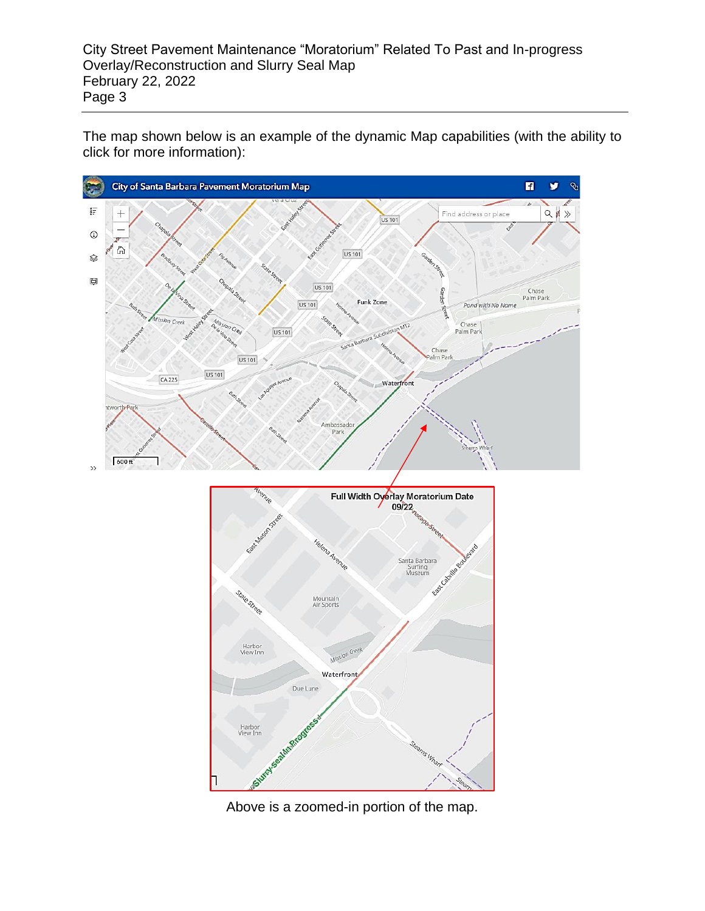The map shown below is an example of the dynamic Map capabilities (with the ability to click for more information):

Above is a zoomed-in portion of the map.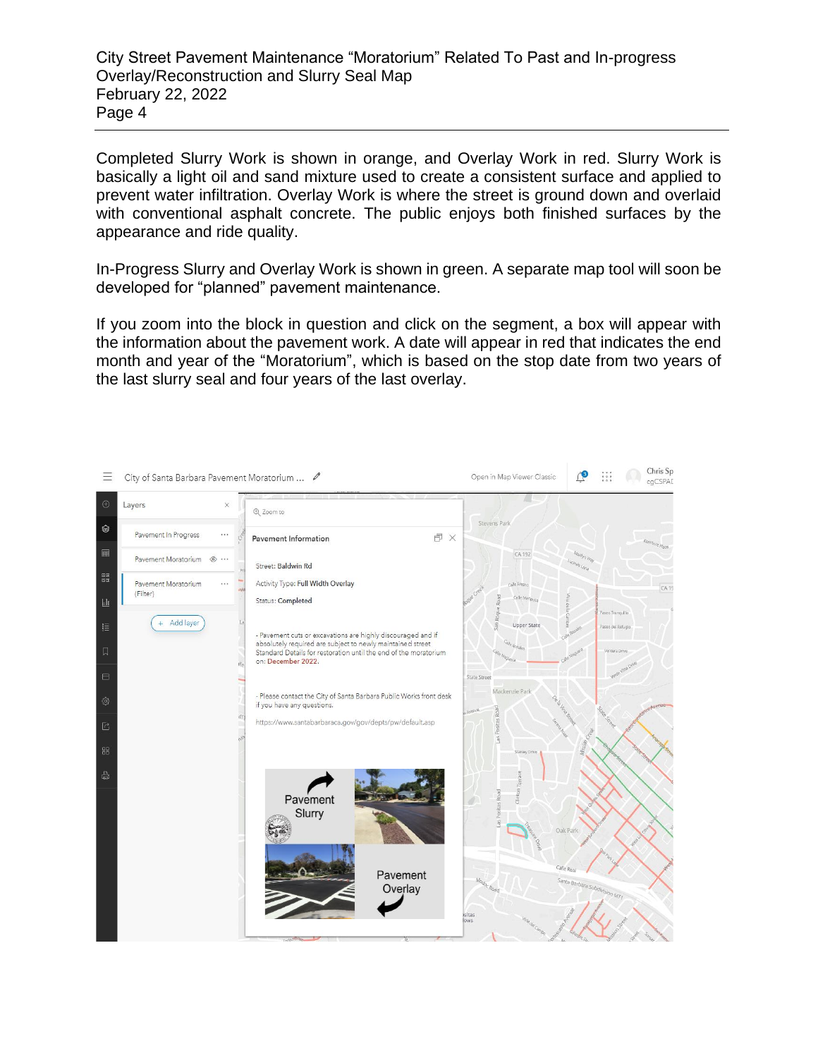Completed Slurry Work is shown in orange, and Overlay Work in red. Slurry Work is basically a light oil and sand mixture used to create a consistent surface and applied to prevent water infiltration. Overlay Work is where the street is ground down and overlaid with conventional asphalt concrete. The public enjoys both finished surfaces by the appearance and ride quality.

In-Progress Slurry and Overlay Work is shown in green. A separate map tool will soon be developed for "planned" pavement maintenance.

If you zoom into the block in question and click on the segment, a box will appear with the information about the pavement work. A date will appear in red that indicates the end month and year of the "Moratorium", which is based on the stop date from two years of the last slurry seal and four years of the last overlay.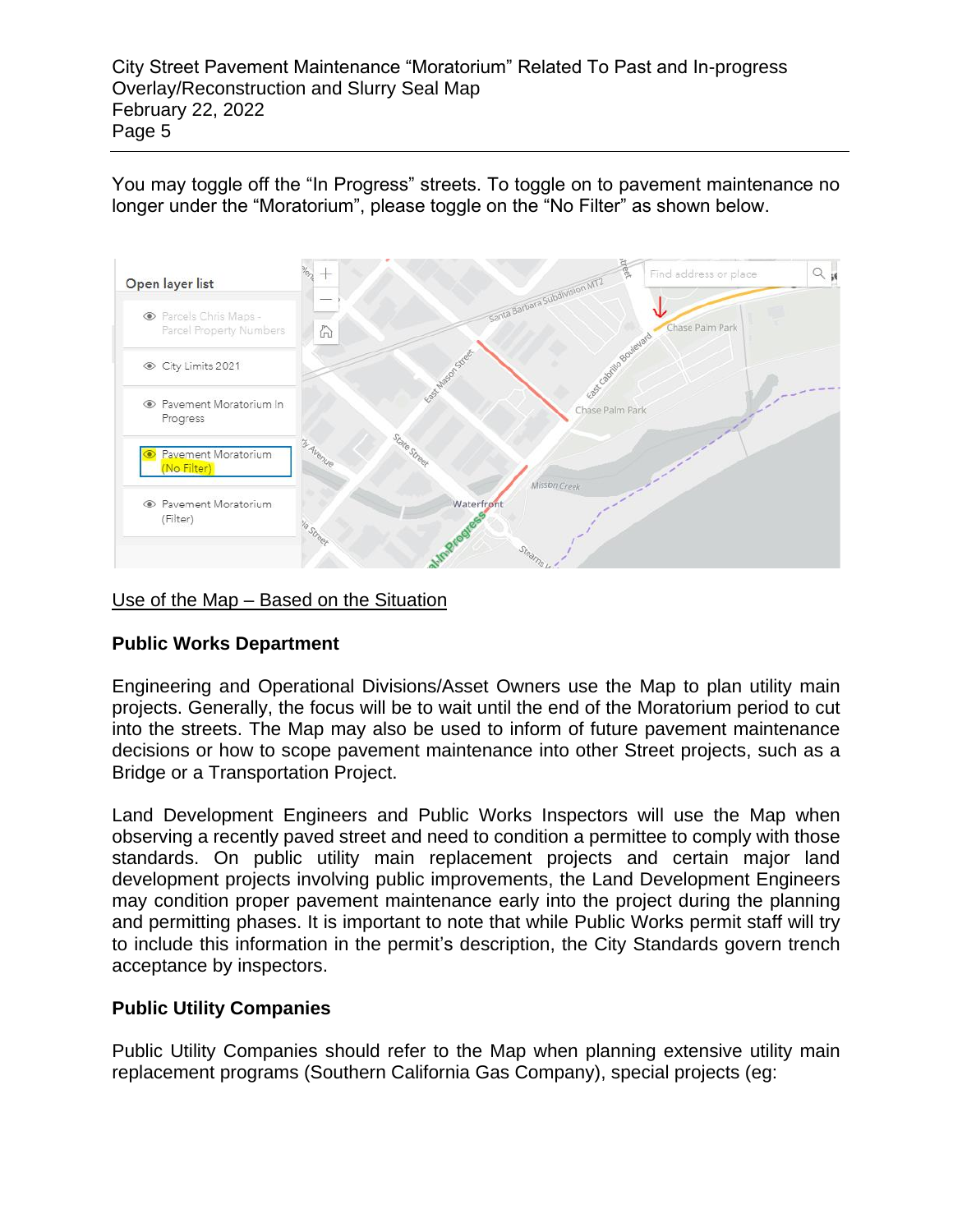You may toggle off the "In Progress" streets. To toggle on to pavement maintenance no longer under the "Moratorium", please toggle on the "No Filter" as shown below.

Use of the Map – Based on the Situation

### Public Works Department

Engineering and Operational Divisions/Asset Owners use the Map to plan utility main projects. Generally, the focus will be to wait until the end of the Moratorium period to cut into the streets. The Map may also be used to inform of future pavement maintenance decisions or how to scope pavement maintenance into other Street projects, such as a Bridge or a Transportation Project.

Land Development Engineers and Public Works Inspectors will use the Map when observing a recently paved street and need to condition a permittee to comply with those standards. On public utility main replacement projects and certain major land development projects involving public improvements, the Land Development Engineers may condition proper pavement maintenance early into the project during the planning and permitting phases. It is important to note that while Public Works permit staff will try to include this information in the permit's description, the City Standards govern trench acceptance by inspectors.

### Public Utility Companies

Public Utility Companies should refer to the Map when planning extensive utility main replacement programs (Southern California Gas Company), special projects (eg: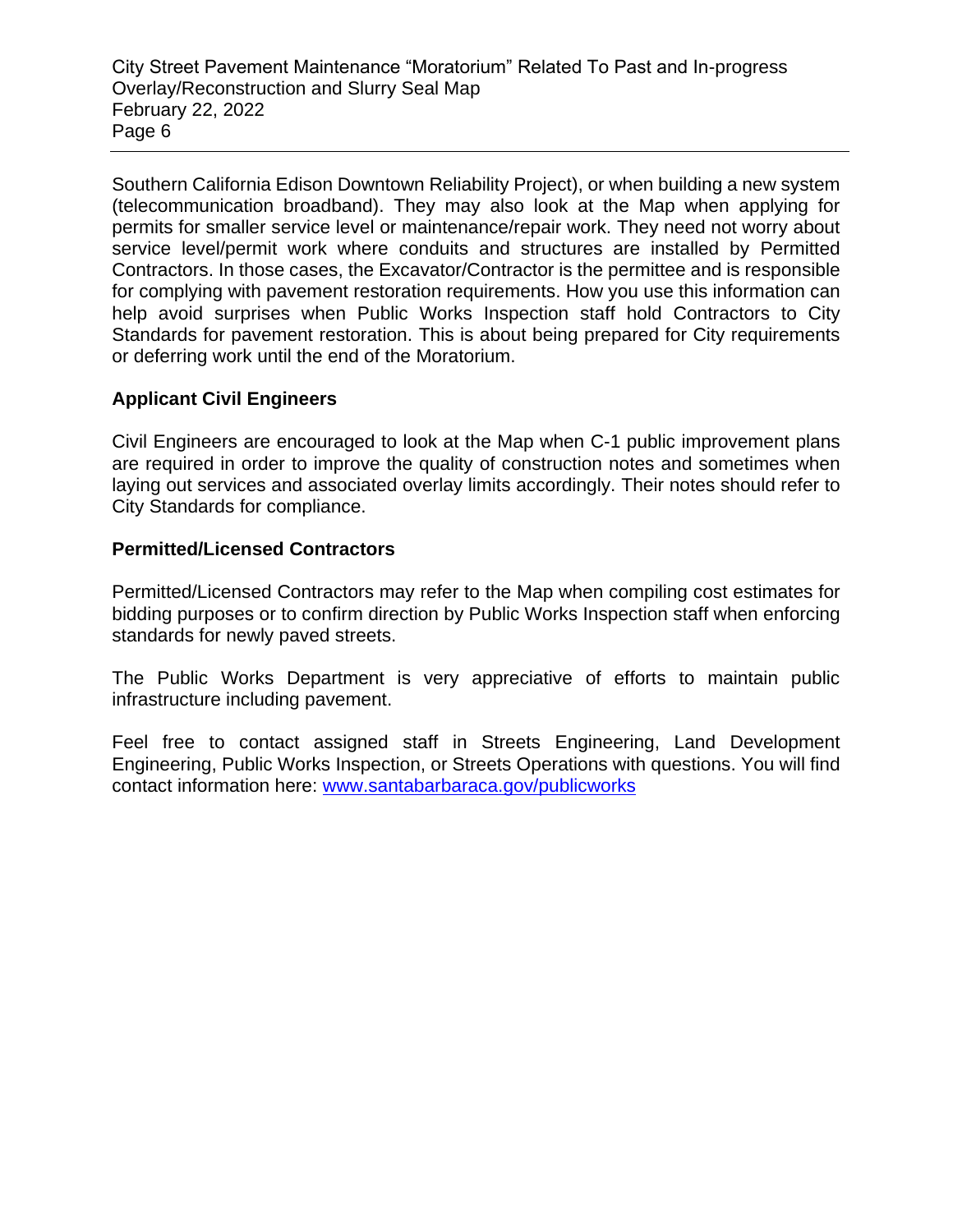Southern California Edison Downtown Reliability Project), or when building a new system (telecommunication broadband). They may also look at the Map when applying for permits for smaller service level or maintenance/repair work. They need not worry about service level/permit work where conduits and structures are installed by Permitted Contractors. In those cases, the Excavator/Contractor is the permittee and is responsible for complying with pavement restoration requirements. How you use this information can help avoid surprises when Public Works Inspection staff hold Contractors to City Standards for pavement restoration. This is about being prepared for City requirements or deferring work until the end of the Moratorium.

**Applicant Civil Engineers**

Civil Engineers are encouraged to look at the Map when C-1 public improvement plans are required in order to improve the quality of construction notes and sometimes when laying out services and associated overlay limits accordingly. Their notes should refer to City Standards for compliance.

**Permitted/Licensed Contractors**

Permitted/Licensed Contractors may refer to the Map when compiling cost estimates for bidding purposes or to confirm direction by Public Works Inspection staff when enforcing standards for newly paved streets.

The Public Works Department is very appreciative of efforts to maintain public infrastructure including pavement.

Feel free to contact assigned staff in Streets Engineering, Land Development Engineering, Public Works Inspection, or Streets Operations with questions. You will find contact information here: [www.santabarbaraca.gov/publicworks](http://www.santabarbaraca.gov/publicworks)